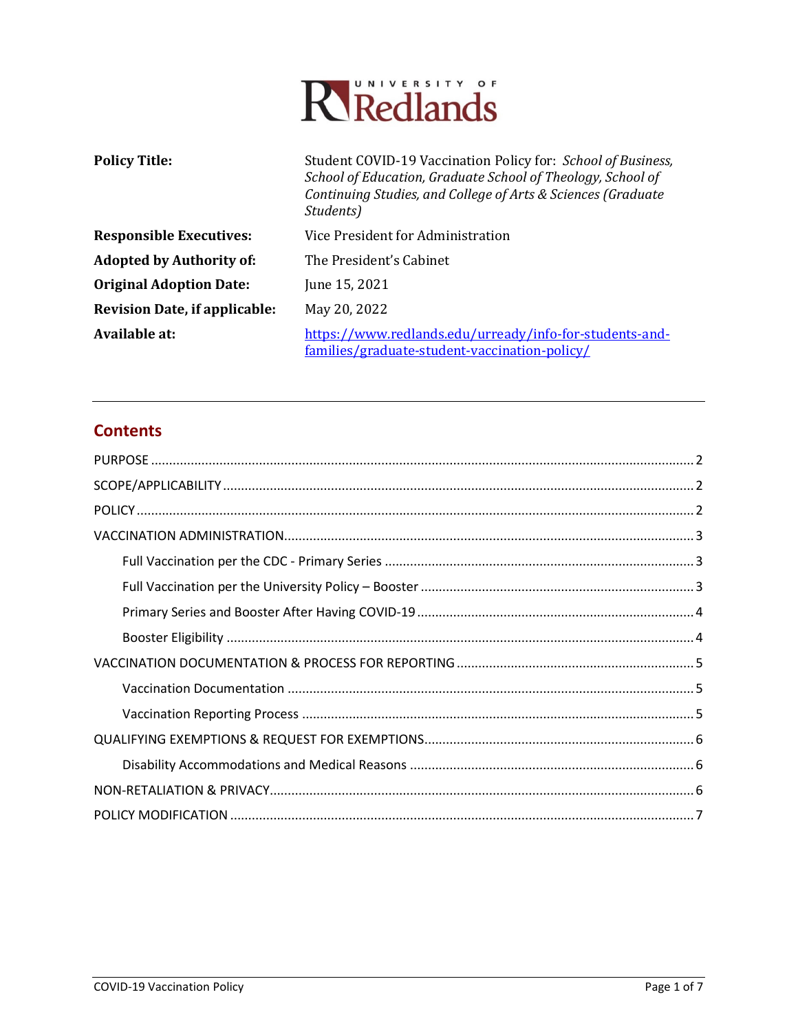UNIVERSITY OF Redlands

| | |
|---|---|
| **Policy Title:** | Student COVID-19 Vaccination Policy for: *School of Business, School of Education, Graduate School of Theology, School of Continuing Studies, and College of Arts & Sciences (Graduate Students)* |
| **Responsible Executives:** | Vice President for Administration |
| **Adopted by Authority of:** | The President's Cabinet |
| **Original Adoption Date:** | June 15, 2021 |
| **Revision Date, if applicable:** | May 20, 2022 |
| **Available at:** | [https://www.redlands.edu/urready/info-for-students-and-families/graduate-student-vaccination-policy/](https://www.redlands.edu/urready/info-for-students-and-families/graduate-student-vaccination-policy/) |

---

## Contents

- PURPOSE ..... 2
- SCOPE/APPLICABILITY ..... 2
- POLICY ..... 2
- VACCINATION ADMINISTRATION ..... 3
  - Full Vaccination per the CDC - Primary Series ..... 3
  - Full Vaccination per the University Policy – Booster ..... 3
  - Primary Series and Booster After Having COVID-19 ..... 4
  - Booster Eligibility ..... 4
- VACCINATION DOCUMENTATION & PROCESS FOR REPORTING ..... 5
  - Vaccination Documentation ..... 5
  - Vaccination Reporting Process ..... 5
- QUALIFYING EXEMPTIONS & REQUEST FOR EXEMPTIONS ..... 6
  - Disability Accommodations and Medical Reasons ..... 6
- NON-RETALIATION & PRIVACY ..... 6
- POLICY MODIFICATION ..... 7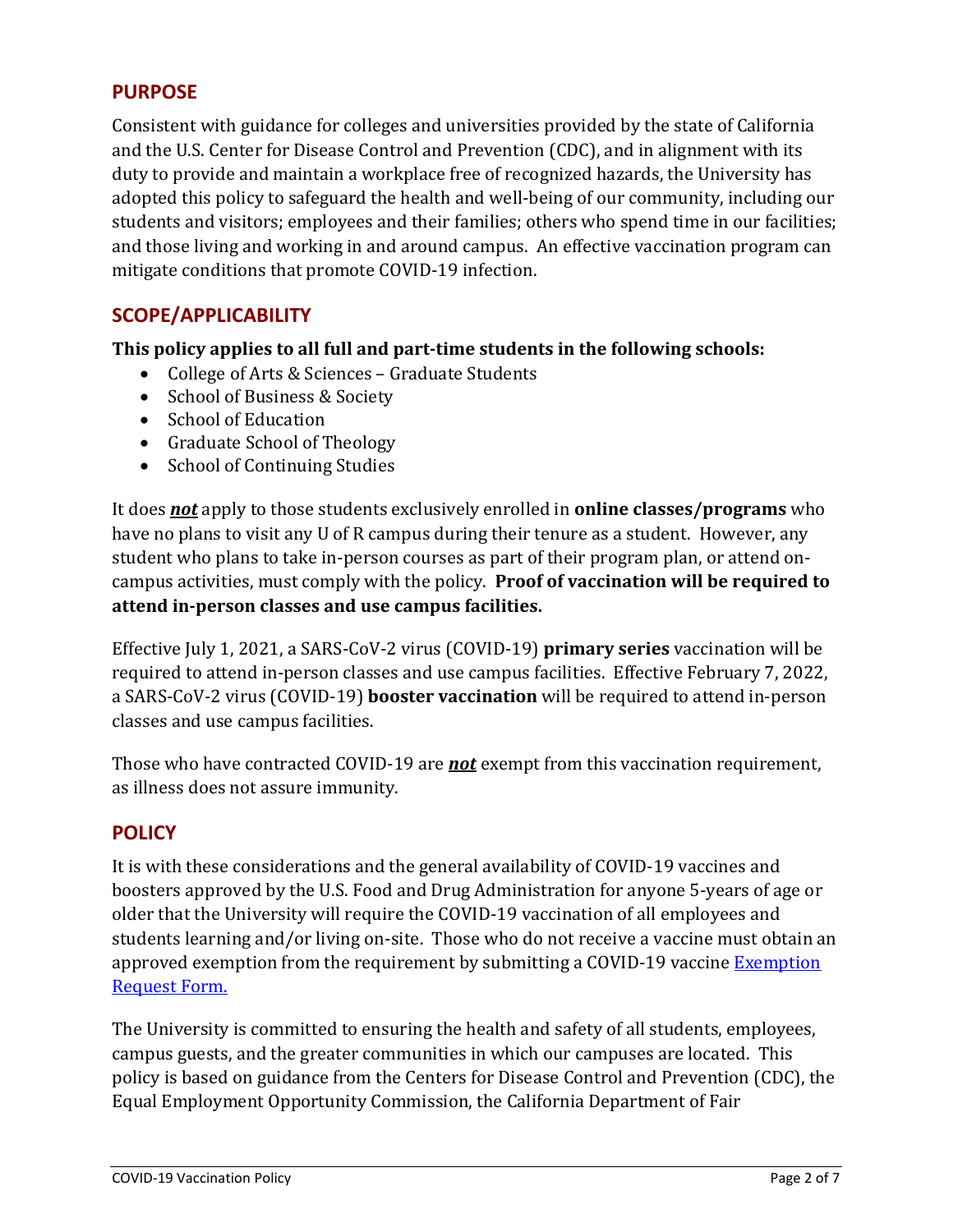## PURPOSE

Consistent with guidance for colleges and universities provided by the state of California and the U.S. Center for Disease Control and Prevention (CDC), and in alignment with its duty to provide and maintain a workplace free of recognized hazards, the University has adopted this policy to safeguard the health and well-being of our community, including our students and visitors; employees and their families; others who spend time in our facilities; and those living and working in and around campus. An effective vaccination program can mitigate conditions that promote COVID-19 infection.

## SCOPE/APPLICABILITY

**This policy applies to all full and part-time students in the following schools:**

- College of Arts & Sciences – Graduate Students
- School of Business & Society
- School of Education
- Graduate School of Theology
- School of Continuing Studies

It does ***not*** apply to those students exclusively enrolled in **online classes/programs** who have no plans to visit any U of R campus during their tenure as a student. However, any student who plans to take in-person courses as part of their program plan, or attend on-campus activities, must comply with the policy. **Proof of vaccination will be required to attend in-person classes and use campus facilities.**

Effective July 1, 2021, a SARS-CoV-2 virus (COVID-19) **primary series** vaccination will be required to attend in-person classes and use campus facilities. Effective February 7, 2022, a SARS-CoV-2 virus (COVID-19) **booster vaccination** will be required to attend in-person classes and use campus facilities.

Those who have contracted COVID-19 are ***not*** exempt from this vaccination requirement, as illness does not assure immunity.

## POLICY

It is with these considerations and the general availability of COVID-19 vaccines and boosters approved by the U.S. Food and Drug Administration for anyone 5-years of age or older that the University will require the COVID-19 vaccination of all employees and students learning and/or living on-site. Those who do not receive a vaccine must obtain an approved exemption from the requirement by submitting a COVID-19 vaccine Exemption Request Form.

The University is committed to ensuring the health and safety of all students, employees, campus guests, and the greater communities in which our campuses are located. This policy is based on guidance from the Centers for Disease Control and Prevention (CDC), the Equal Employment Opportunity Commission, the California Department of Fair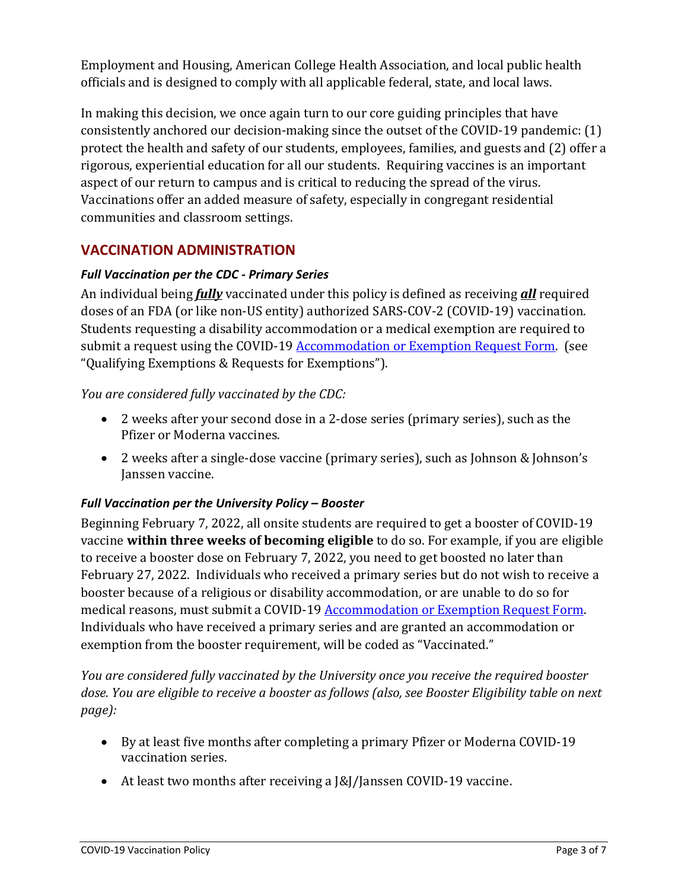Employment and Housing, American College Health Association, and local public health officials and is designed to comply with all applicable federal, state, and local laws.

In making this decision, we once again turn to our core guiding principles that have consistently anchored our decision-making since the outset of the COVID-19 pandemic: (1) protect the health and safety of our students, employees, families, and guests and (2) offer a rigorous, experiential education for all our students. Requiring vaccines is an important aspect of our return to campus and is critical to reducing the spread of the virus. Vaccinations offer an added measure of safety, especially in congregant residential communities and classroom settings.

## VACCINATION ADMINISTRATION

### *Full Vaccination per the CDC - Primary Series*

An individual being ***fully*** vaccinated under this policy is defined as receiving ***all*** required doses of an FDA (or like non-US entity) authorized SARS-COV-2 (COVID-19) vaccination. Students requesting a disability accommodation or a medical exemption are required to submit a request using the COVID-19 [Accommodation or Exemption Request Form](). (see "Qualifying Exemptions & Requests for Exemptions").

*You are considered fully vaccinated by the CDC:*

- 2 weeks after your second dose in a 2-dose series (primary series), such as the Pfizer or Moderna vaccines.
- 2 weeks after a single-dose vaccine (primary series), such as Johnson & Johnson's Janssen vaccine.

### *Full Vaccination per the University Policy – Booster*

Beginning February 7, 2022, all onsite students are required to get a booster of COVID-19 vaccine **within three weeks of becoming eligible** to do so. For example, if you are eligible to receive a booster dose on February 7, 2022, you need to get boosted no later than February 27, 2022. Individuals who received a primary series but do not wish to receive a booster because of a religious or disability accommodation, or are unable to do so for medical reasons, must submit a COVID-19 [Accommodation or Exemption Request Form](). Individuals who have received a primary series and are granted an accommodation or exemption from the booster requirement, will be coded as "Vaccinated."

*You are considered fully vaccinated by the University once you receive the required booster dose. You are eligible to receive a booster as follows (also, see Booster Eligibility table on next page):*

- By at least five months after completing a primary Pfizer or Moderna COVID-19 vaccination series.
- At least two months after receiving a J&J/Janssen COVID-19 vaccine.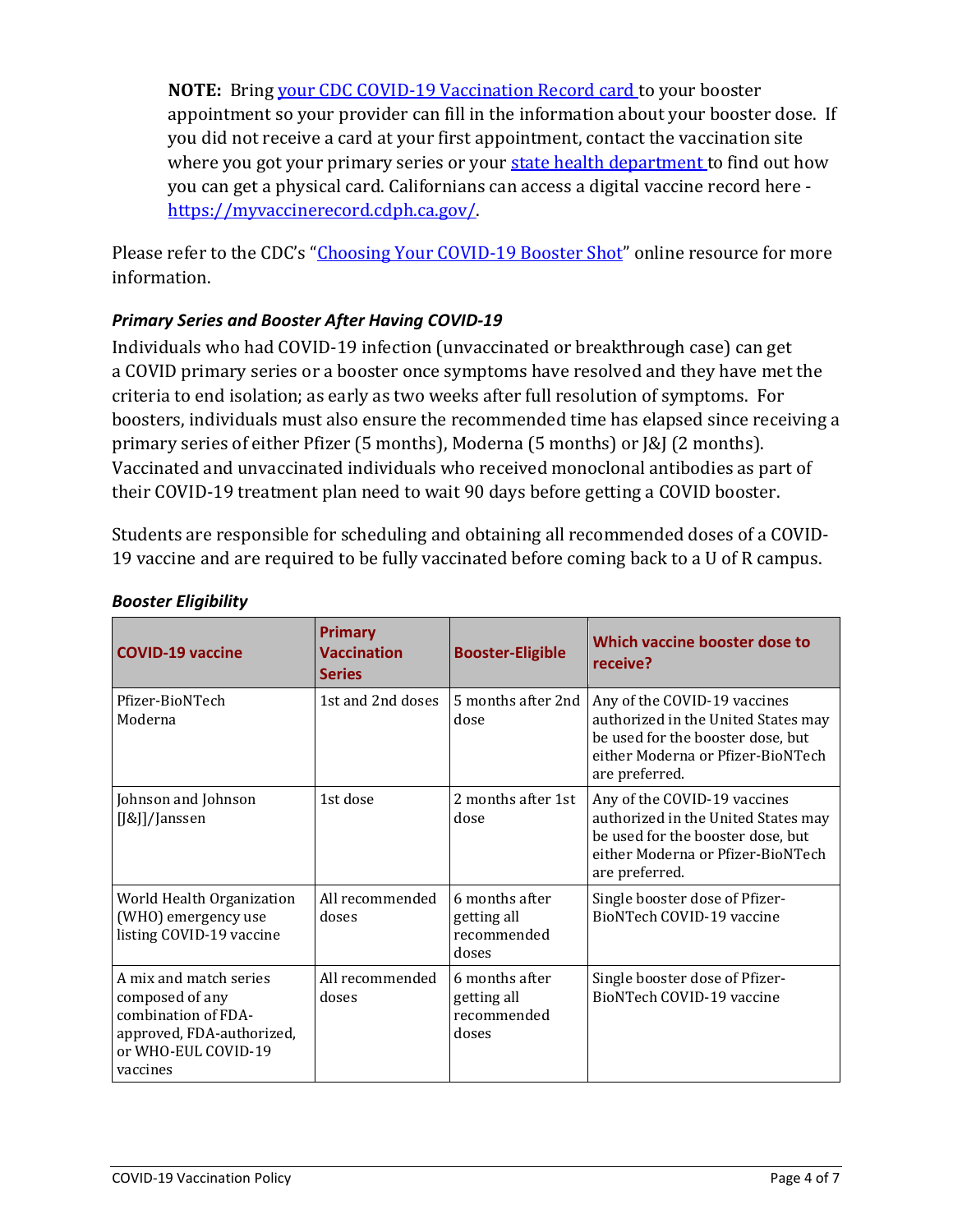**NOTE:** Bring your CDC COVID-19 Vaccination Record card to your booster appointment so your provider can fill in the information about your booster dose. If you did not receive a card at your first appointment, contact the vaccination site where you got your primary series or your state health department to find out how you can get a physical card. Californians can access a digital vaccine record here - https://myvaccinerecord.cdph.ca.gov/.

Please refer to the CDC's "Choosing Your COVID-19 Booster Shot" online resource for more information.

### *Primary Series and Booster After Having COVID-19*

Individuals who had COVID-19 infection (unvaccinated or breakthrough case) can get a COVID primary series or a booster once symptoms have resolved and they have met the criteria to end isolation; as early as two weeks after full resolution of symptoms. For boosters, individuals must also ensure the recommended time has elapsed since receiving a primary series of either Pfizer (5 months), Moderna (5 months) or J&J (2 months). Vaccinated and unvaccinated individuals who received monoclonal antibodies as part of their COVID-19 treatment plan need to wait 90 days before getting a COVID booster.

Students are responsible for scheduling and obtaining all recommended doses of a COVID-19 vaccine and are required to be fully vaccinated before coming back to a U of R campus.

### *Booster Eligibility*

| COVID-19 vaccine | Primary Vaccination Series | Booster-Eligible | Which vaccine booster dose to receive? |
|---|---|---|---|
| Pfizer-BioNTech Moderna | 1st and 2nd doses | 5 months after 2nd dose | Any of the COVID-19 vaccines authorized in the United States may be used for the booster dose, but either Moderna or Pfizer-BioNTech are preferred. |
| Johnson and Johnson [J&J]/Janssen | 1st dose | 2 months after 1st dose | Any of the COVID-19 vaccines authorized in the United States may be used for the booster dose, but either Moderna or Pfizer-BioNTech are preferred. |
| World Health Organization (WHO) emergency use listing COVID-19 vaccine | All recommended doses | 6 months after getting all recommended doses | Single booster dose of Pfizer-BioNTech COVID-19 vaccine |
| A mix and match series composed of any combination of FDA-approved, FDA-authorized, or WHO-EUL COVID-19 vaccines | All recommended doses | 6 months after getting all recommended doses | Single booster dose of Pfizer-BioNTech COVID-19 vaccine |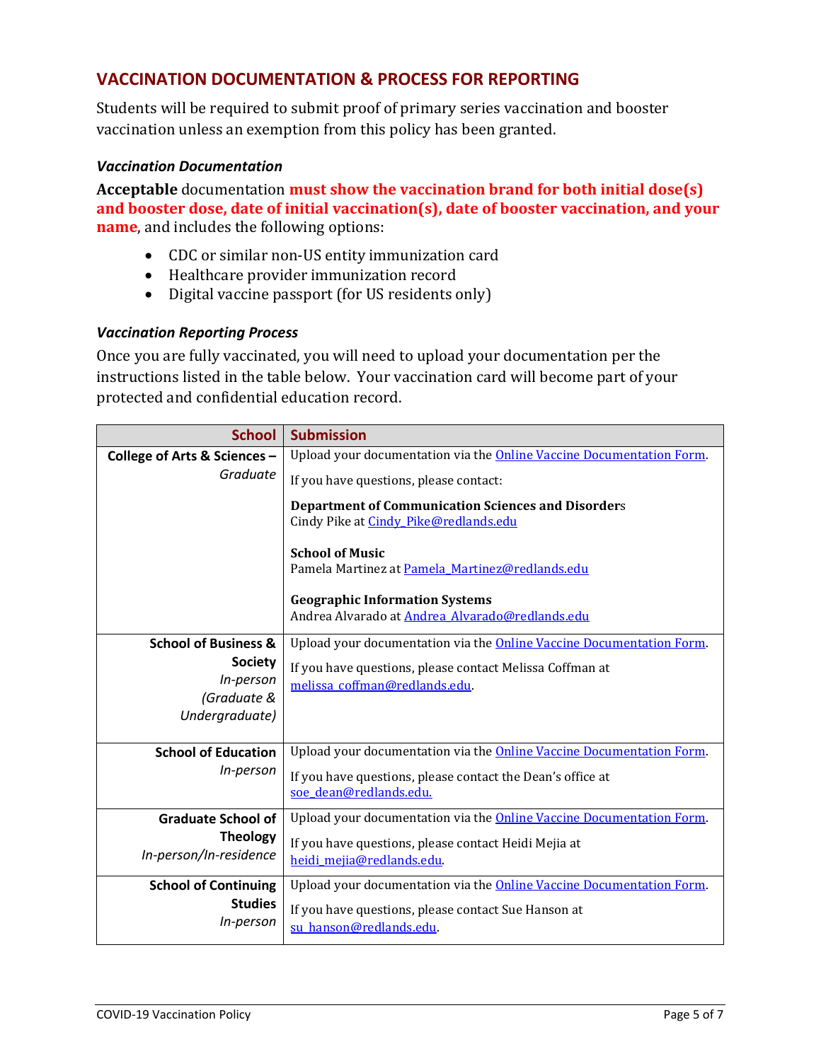## VACCINATION DOCUMENTATION & PROCESS FOR REPORTING

Students will be required to submit proof of primary series vaccination and booster vaccination unless an exemption from this policy has been granted.

### *Vaccination Documentation*

**Acceptable** documentation **must show the vaccination brand for both initial dose(s) and booster dose, date of initial vaccination(s), date of booster vaccination, and your name**, and includes the following options:

- CDC or similar non-US entity immunization card
- Healthcare provider immunization record
- Digital vaccine passport (for US residents only)

### *Vaccination Reporting Process*

Once you are fully vaccinated, you will need to upload your documentation per the instructions listed in the table below. Your vaccination card will become part of your protected and confidential education record.

| School | Submission |
|---|---|
| **College of Arts & Sciences –** *Graduate* | Upload your documentation via the Online Vaccine Documentation Form. If you have questions, please contact: **Department of Communication Sciences and Disorders** Cindy Pike at Cindy_Pike@redlands.edu **School of Music** Pamela Martinez at Pamela_Martinez@redlands.edu **Geographic Information Systems** Andrea Alvarado at Andrea_Alvarado@redlands.edu |
| **School of Business & Society** *In-person (Graduate & Undergraduate)* | Upload your documentation via the Online Vaccine Documentation Form. If you have questions, please contact Melissa Coffman at melissa_coffman@redlands.edu. |
| **School of Education** *In-person* | Upload your documentation via the Online Vaccine Documentation Form. If you have questions, please contact the Dean's office at soe_dean@redlands.edu. |
| **Graduate School of Theology** *In-person/In-residence* | Upload your documentation via the Online Vaccine Documentation Form. If you have questions, please contact Heidi Mejia at heidi_mejia@redlands.edu. |
| **School of Continuing Studies** *In-person* | Upload your documentation via the Online Vaccine Documentation Form. If you have questions, please contact Sue Hanson at su_hanson@redlands.edu. |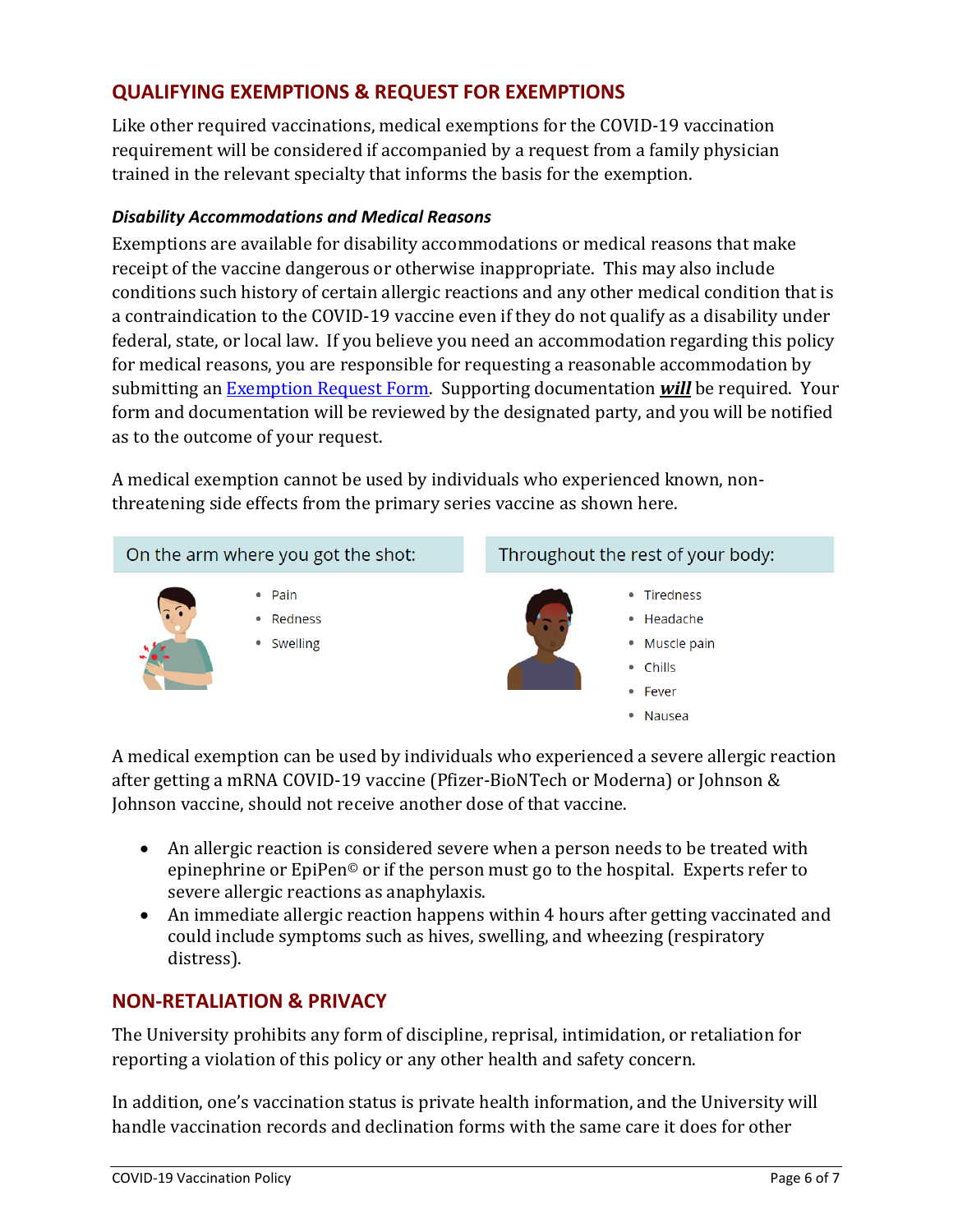## QUALIFYING EXEMPTIONS & REQUEST FOR EXEMPTIONS

Like other required vaccinations, medical exemptions for the COVID-19 vaccination requirement will be considered if accompanied by a request from a family physician trained in the relevant specialty that informs the basis for the exemption.

### *Disability Accommodations and Medical Reasons*

Exemptions are available for disability accommodations or medical reasons that make receipt of the vaccine dangerous or otherwise inappropriate. This may also include conditions such history of certain allergic reactions and any other medical condition that is a contraindication to the COVID-19 vaccine even if they do not qualify as a disability under federal, state, or local law. If you believe you need an accommodation regarding this policy for medical reasons, you are responsible for requesting a reasonable accommodation by submitting an Exemption Request Form. Supporting documentation ***will*** be required. Your form and documentation will be reviewed by the designated party, and you will be notified as to the outcome of your request.

A medical exemption cannot be used by individuals who experienced known, non-threatening side effects from the primary series vaccine as shown here.

| On the arm where you got the shot: | Throughout the rest of your body: |
|---|---|
| • Pain<br>• Redness<br>• Swelling | • Tiredness<br>• Headache<br>• Muscle pain<br>• Chills<br>• Fever<br>• Nausea |

A medical exemption can be used by individuals who experienced a severe allergic reaction after getting a mRNA COVID-19 vaccine (Pfizer-BioNTech or Moderna) or Johnson & Johnson vaccine, should not receive another dose of that vaccine.

- An allergic reaction is considered severe when a person needs to be treated with epinephrine or EpiPen© or if the person must go to the hospital. Experts refer to severe allergic reactions as anaphylaxis.
- An immediate allergic reaction happens within 4 hours after getting vaccinated and could include symptoms such as hives, swelling, and wheezing (respiratory distress).

## NON-RETALIATION & PRIVACY

The University prohibits any form of discipline, reprisal, intimidation, or retaliation for reporting a violation of this policy or any other health and safety concern.

In addition, one's vaccination status is private health information, and the University will handle vaccination records and declination forms with the same care it does for other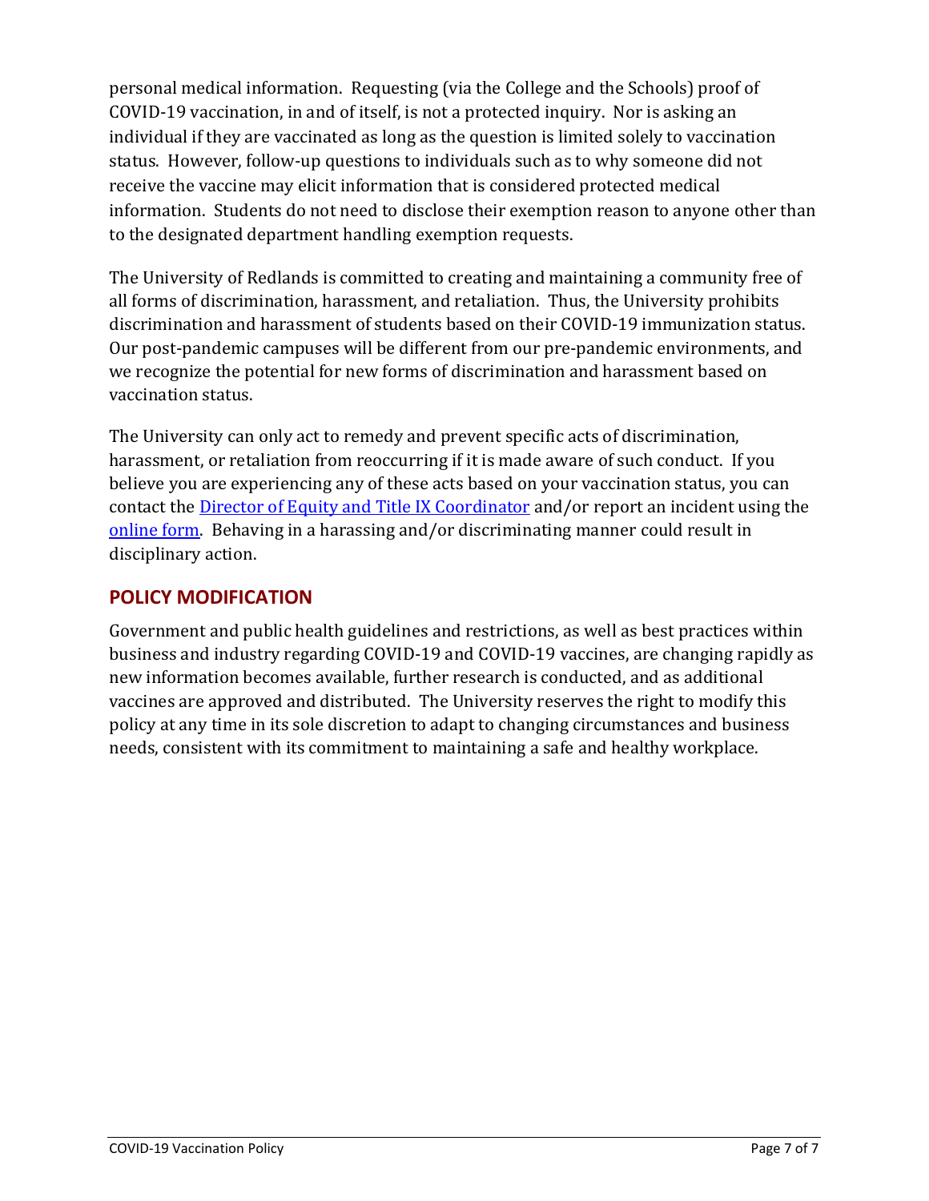personal medical information. Requesting (via the College and the Schools) proof of COVID-19 vaccination, in and of itself, is not a protected inquiry. Nor is asking an individual if they are vaccinated as long as the question is limited solely to vaccination status. However, follow-up questions to individuals such as to why someone did not receive the vaccine may elicit information that is considered protected medical information. Students do not need to disclose their exemption reason to anyone other than to the designated department handling exemption requests.

The University of Redlands is committed to creating and maintaining a community free of all forms of discrimination, harassment, and retaliation. Thus, the University prohibits discrimination and harassment of students based on their COVID-19 immunization status. Our post-pandemic campuses will be different from our pre-pandemic environments, and we recognize the potential for new forms of discrimination and harassment based on vaccination status.

The University can only act to remedy and prevent specific acts of discrimination, harassment, or retaliation from reoccurring if it is made aware of such conduct. If you believe you are experiencing any of these acts based on your vaccination status, you can contact the Director of Equity and Title IX Coordinator and/or report an incident using the online form. Behaving in a harassing and/or discriminating manner could result in disciplinary action.

## POLICY MODIFICATION

Government and public health guidelines and restrictions, as well as best practices within business and industry regarding COVID-19 and COVID-19 vaccines, are changing rapidly as new information becomes available, further research is conducted, and as additional vaccines are approved and distributed. The University reserves the right to modify this policy at any time in its sole discretion to adapt to changing circumstances and business needs, consistent with its commitment to maintaining a safe and healthy workplace.